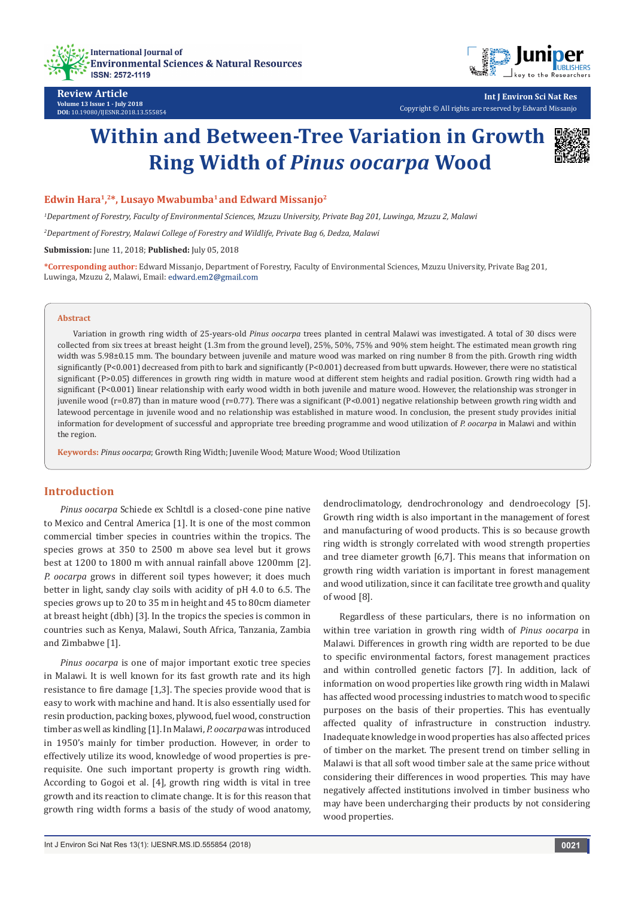Review Article
Volume 13 Issue 1 - July 2018
DOI: 10.19080/IJESNR.2018.13.555854

Copyright © All rights are reserved by Edward Missanjo

# Within and Between-Tree Variation in Growth Ring Width of *Pinus oocarpa* Wood

**Edwin Hara[1,2]*, Lusayo Mwabumba[1] and Edward Missanjo[2]**

[1]*Department of Forestry, Faculty of Environmental Sciences, Mzuzu University, Private Bag 201, Luwinga, Mzuzu 2, Malawi*

[2]*Department of Forestry, Malawi College of Forestry and Wildlife, Private Bag 6, Dedza, Malawi*

**Submission:** June 11, 2018; **Published:** July 05, 2018

**\*Corresponding author:** Edward Missanjo, Department of Forestry, Faculty of Environmental Sciences, Mzuzu University, Private Bag 201, Luwinga, Mzuzu 2, Malawi, Email: edward.em2@gmail.com

## Abstract

Variation in growth ring width of 25-years-old *Pinus oocarpa* trees planted in central Malawi was investigated. A total of 30 discs were collected from six trees at breast height (1.3m from the ground level), 25%, 50%, 75% and 90% stem height. The estimated mean growth ring width was 5.98±0.15 mm. The boundary between juvenile and mature wood was marked on ring number 8 from the pith. Growth ring width significantly ($P<0.001$) decreased from pith to bark and significantly ($P<0.001$) decreased from butt upwards. However, there were no statistical significant ($P>0.05$) differences in growth ring width in mature wood at different stem heights and radial position. Growth ring width had a significant ($P<0.001$) linear relationship with early wood width in both juvenile and mature wood. However, the relationship was stronger in juvenile wood ($r=0.87$) than in mature wood ($r=0.77$). There was a significant ($P<0.001$) negative relationship between growth ring width and latewood percentage in juvenile wood and no relationship was established in mature wood. In conclusion, the present study provides initial information for development of successful and appropriate tree breeding programme and wood utilization of *P. oocarpa* in Malawi and within the region.

**Keywords:** *Pinus oocarpa*; Growth Ring Width; Juvenile Wood; Mature Wood; Wood Utilization

## Introduction

*Pinus oocarpa* Schiede ex Schltdl is a closed-cone pine native to Mexico and Central America [1]. It is one of the most common commercial timber species in countries within the tropics. The species grows at 350 to 2500 m above sea level but it grows best at 1200 to 1800 m with annual rainfall above 1200mm [2]. *P. oocarpa* grows in different soil types however; it does much better in light, sandy clay soils with acidity of pH 4.0 to 6.5. The species grows up to 20 to 35 m in height and 45 to 80cm diameter at breast height (dbh) [3]. In the tropics the species is common in countries such as Kenya, Malawi, South Africa, Tanzania, Zambia and Zimbabwe [1].

*Pinus oocarpa* is one of major important exotic tree species in Malawi. It is well known for its fast growth rate and its high resistance to fire damage [1,3]. The species provide wood that is easy to work with machine and hand. It is also essentially used for resin production, packing boxes, plywood, fuel wood, construction timber as well as kindling [1]. In Malawi, *P. oocarpa* was introduced in 1950's mainly for timber production. However, in order to effectively utilize its wood, knowledge of wood properties is pre-requisite. One such important property is growth ring width. According to Gogoi et al. [4], growth ring width is vital in tree growth and its reaction to climate change. It is for this reason that growth ring width forms a basis of the study of wood anatomy, dendroclimatology, dendrochronology and dendroecology [5]. Growth ring width is also important in the management of forest and manufacturing of wood products. This is so because growth ring width is strongly correlated with wood strength properties and tree diameter growth [6,7]. This means that information on growth ring width variation is important in forest management and wood utilization, since it can facilitate tree growth and quality of wood [8].

Regardless of these particulars, there is no information on within tree variation in growth ring width of *Pinus oocarpa* in Malawi. Differences in growth ring width are reported to be due to specific environmental factors, forest management practices and within controlled genetic factors [7]. In addition, lack of information on wood properties like growth ring width in Malawi has affected wood processing industries to match wood to specific purposes on the basis of their properties. This has eventually affected quality of infrastructure in construction industry. Inadequate knowledge in wood properties has also affected prices of timber on the market. The present trend on timber selling in Malawi is that all soft wood timber sale at the same price without considering their differences in wood properties. This may have negatively affected institutions involved in timber business who may have been undercharging their products by not considering wood properties.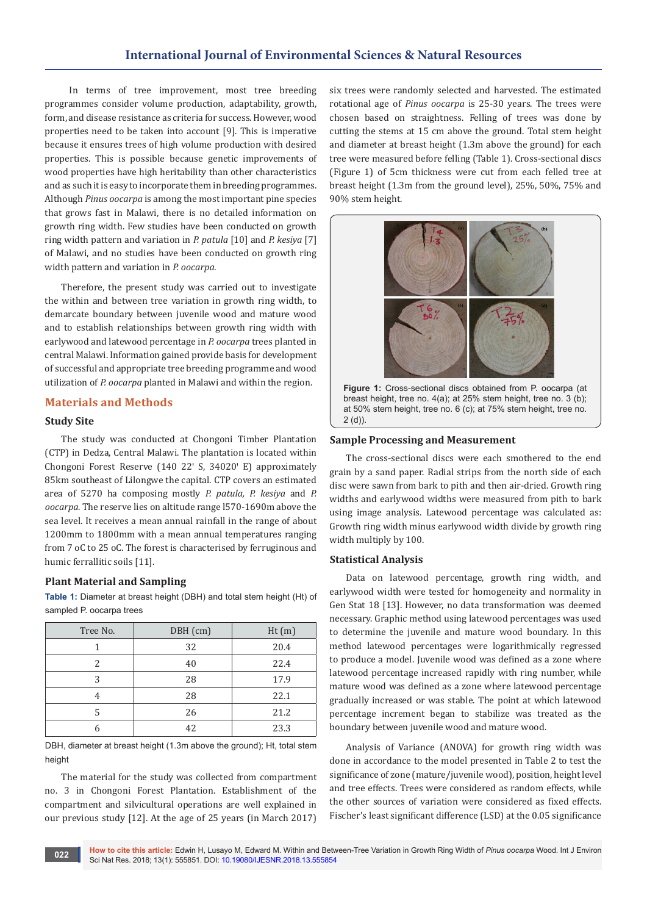In terms of tree improvement, most tree breeding programmes consider volume production, adaptability, growth, form, and disease resistance as criteria for success. However, wood properties need to be taken into account [9]. This is imperative because it ensures trees of high volume production with desired properties. This is possible because genetic improvements of wood properties have high heritability than other characteristics and as such it is easy to incorporate them in breeding programmes. Although *Pinus oocarpa* is among the most important pine species that grows fast in Malawi, there is no detailed information on growth ring width. Few studies have been conducted on growth ring width pattern and variation in *P. patula* [10] and *P. kesiya* [7] of Malawi, and no studies have been conducted on growth ring width pattern and variation in *P. oocarpa*.

Therefore, the present study was carried out to investigate the within and between tree variation in growth ring width, to demarcate boundary between juvenile wood and mature wood and to establish relationships between growth ring width with earlywood and latewood percentage in *P. oocarpa* trees planted in central Malawi. Information gained provide basis for development of successful and appropriate tree breeding programme and wood utilization of *P. oocarpa* planted in Malawi and within the region.

## Materials and Methods

### Study Site

The study was conducted at Chongoni Timber Plantation (CTP) in Dedza, Central Malawi. The plantation is located within Chongoni Forest Reserve (140 22' S, 34020' E) approximately 85km southeast of Lilongwe the capital. CTP covers an estimated area of 5270 ha composing mostly *P. patula, P. kesiya* and *P. oocarpa*. The reserve lies on altitude range l570-1690m above the sea level. It receives a mean annual rainfall in the range of about 1200mm to 1800mm with a mean annual temperatures ranging from 7 oC to 25 oC. The forest is characterised by ferruginous and humic ferrallitic soils [11].

### Plant Material and Sampling

**Table 1:** Diameter at breast height (DBH) and total stem height (Ht) of sampled P. oocarpa trees

| Tree No. | DBH (cm) | Ht (m) |
|---|---|---|
| 1 | 32 | 20.4 |
| 2 | 40 | 22.4 |
| 3 | 28 | 17.9 |
| 4 | 28 | 22.1 |
| 5 | 26 | 21.2 |
| 6 | 42 | 23.3 |

DBH, diameter at breast height (1.3m above the ground); Ht, total stem height

The material for the study was collected from compartment no. 3 in Chongoni Forest Plantation. Establishment of the compartment and silvicultural operations are well explained in our previous study [12]. At the age of 25 years (in March 2017) six trees were randomly selected and harvested. The estimated rotational age of *Pinus oocarpa* is 25-30 years. The trees were chosen based on straightness. Felling of trees was done by cutting the stems at 15 cm above the ground. Total stem height and diameter at breast height (1.3m above the ground) for each tree were measured before felling (Table 1). Cross-sectional discs (Figure 1) of 5cm thickness were cut from each felled tree at breast height (1.3m from the ground level), 25%, 50%, 75% and 90% stem height.

**Figure 1:** Cross-sectional discs obtained from P. oocarpa (at breast height, tree no. 4(a); at 25% stem height, tree no. 3 (b); at 50% stem height, tree no. 6 (c); at 75% stem height, tree no. 2 (d)).

### Sample Processing and Measurement

The cross-sectional discs were each smothered to the end grain by a sand paper. Radial strips from the north side of each disc were sawn from bark to pith and then air-dried. Growth ring widths and earlywood widths were measured from pith to bark using image analysis. Latewood percentage was calculated as: Growth ring width minus earlywood width divide by growth ring width multiply by 100.

### Statistical Analysis

Data on latewood percentage, growth ring width, and earlywood width were tested for homogeneity and normality in Gen Stat 18 [13]. However, no data transformation was deemed necessary. Graphic method using latewood percentages was used to determine the juvenile and mature wood boundary. In this method latewood percentages were logarithmically regressed to produce a model. Juvenile wood was defined as a zone where latewood percentage increased rapidly with ring number, while mature wood was defined as a zone where latewood percentage gradually increased or was stable. The point at which latewood percentage increment began to stabilize was treated as the boundary between juvenile wood and mature wood.

Analysis of Variance (ANOVA) for growth ring width was done in accordance to the model presented in Table 2 to test the significance of zone (mature/juvenile wood), position, height level and tree effects. Trees were considered as random effects, while the other sources of variation were considered as fixed effects. Fischer's least significant difference (LSD) at the 0.05 significance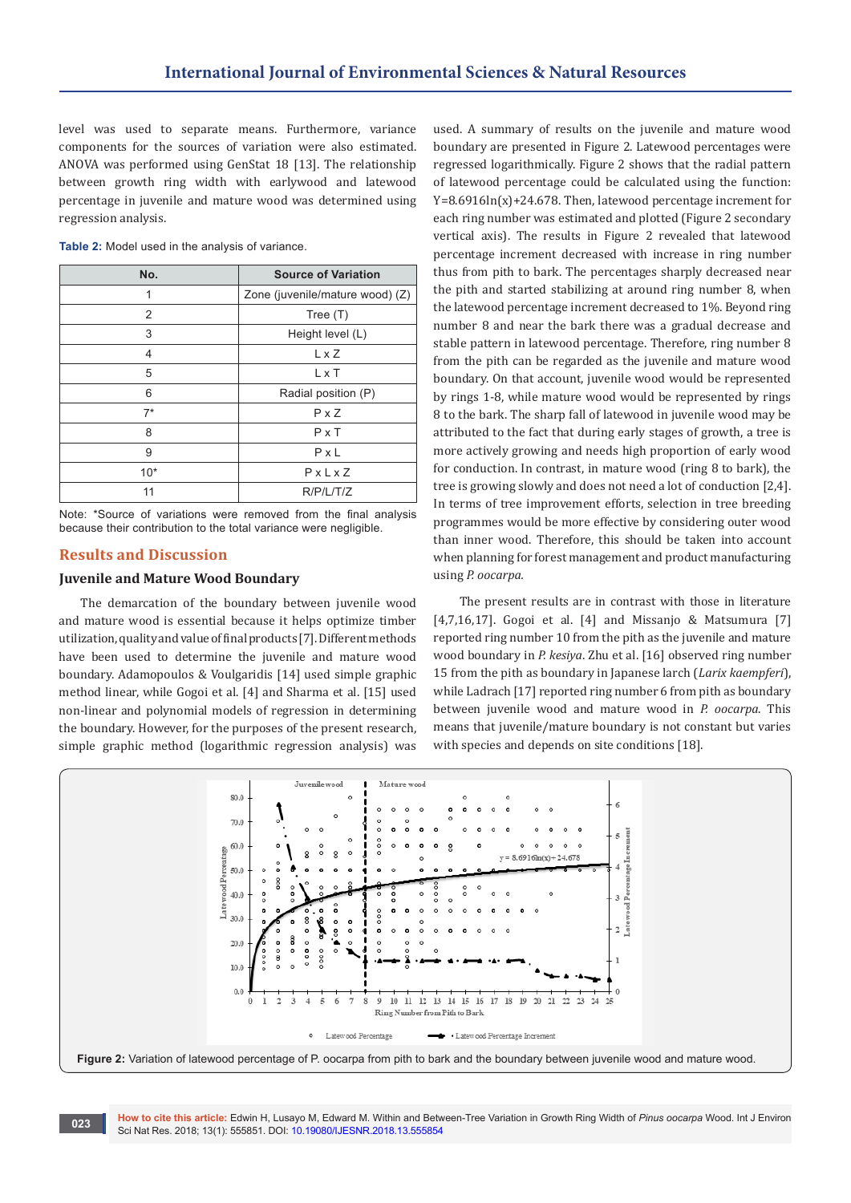level was used to separate means. Furthermore, variance components for the sources of variation were also estimated. ANOVA was performed using GenStat 18 [13]. The relationship between growth ring width with earlywood and latewood percentage in juvenile and mature wood was determined using regression analysis.

**Table 2:** Model used in the analysis of variance.

| No. | Source of Variation |
|---|---|
| 1 | Zone (juvenile/mature wood) (Z) |
| 2 | Tree (T) |
| 3 | Height level (L) |
| 4 | L x Z |
| 5 | L x T |
| 6 | Radial position (P) |
| 7* | P x Z |
| 8 | P x T |
| 9 | P x L |
| 10* | P x L x Z |
| 11 | R/P/L/T/Z |

Note: *Source of variations were removed from the final analysis because their contribution to the total variance were negligible.

## Results and Discussion

### Juvenile and Mature Wood Boundary

The demarcation of the boundary between juvenile wood and mature wood is essential because it helps optimize timber utilization, quality and value of final products [7]. Different methods have been used to determine the juvenile and mature wood boundary. Adamopoulos & Voulgaridis [14] used simple graphic method linear, while Gogoi et al. [4] and Sharma et al. [15] used non-linear and polynomial models of regression in determining the boundary. However, for the purposes of the present research, simple graphic method (logarithmic regression analysis) was used. A summary of results on the juvenile and mature wood boundary are presented in Figure 2. Latewood percentages were regressed logarithmically. Figure 2 shows that the radial pattern of latewood percentage could be calculated using the function: $Y=8.6916\ln(x)+24.678$. Then, latewood percentage increment for each ring number was estimated and plotted (Figure 2 secondary vertical axis). The results in Figure 2 revealed that latewood percentage increment decreased with increase in ring number thus from pith to bark. The percentages sharply decreased near the pith and started stabilizing at around ring number 8, when the latewood percentage increment decreased to 1%. Beyond ring number 8 and near the bark there was a gradual decrease and stable pattern in latewood percentage. Therefore, ring number 8 from the pith can be regarded as the juvenile and mature wood boundary. On that account, juvenile wood would be represented by rings 1-8, while mature wood would be represented by rings 8 to the bark. The sharp fall of latewood in juvenile wood may be attributed to the fact that during early stages of growth, a tree is more actively growing and needs high proportion of early wood for conduction. In contrast, in mature wood (ring 8 to bark), the tree is growing slowly and does not need a lot of conduction [2,4]. In terms of tree improvement efforts, selection in tree breeding programmes would be more effective by considering outer wood than inner wood. Therefore, this should be taken into account when planning for forest management and product manufacturing using *P. oocarpa*.

The present results are in contrast with those in literature [4,7,16,17]. Gogoi et al. [4] and Missanjo & Matsumura [7] reported ring number 10 from the pith as the juvenile and mature wood boundary in *P. kesiya*. Zhu et al. [16] observed ring number 15 from the pith as boundary in Japanese larch (*Larix kaempferi*), while Ladrach [17] reported ring number 6 from pith as boundary between juvenile wood and mature wood in *P. oocarpa*. This means that juvenile/mature boundary is not constant but varies with species and depends on site conditions [18].

**Figure 2:** Variation of latewood percentage of P. oocarpa from pith to bark and the boundary between juvenile wood and mature wood.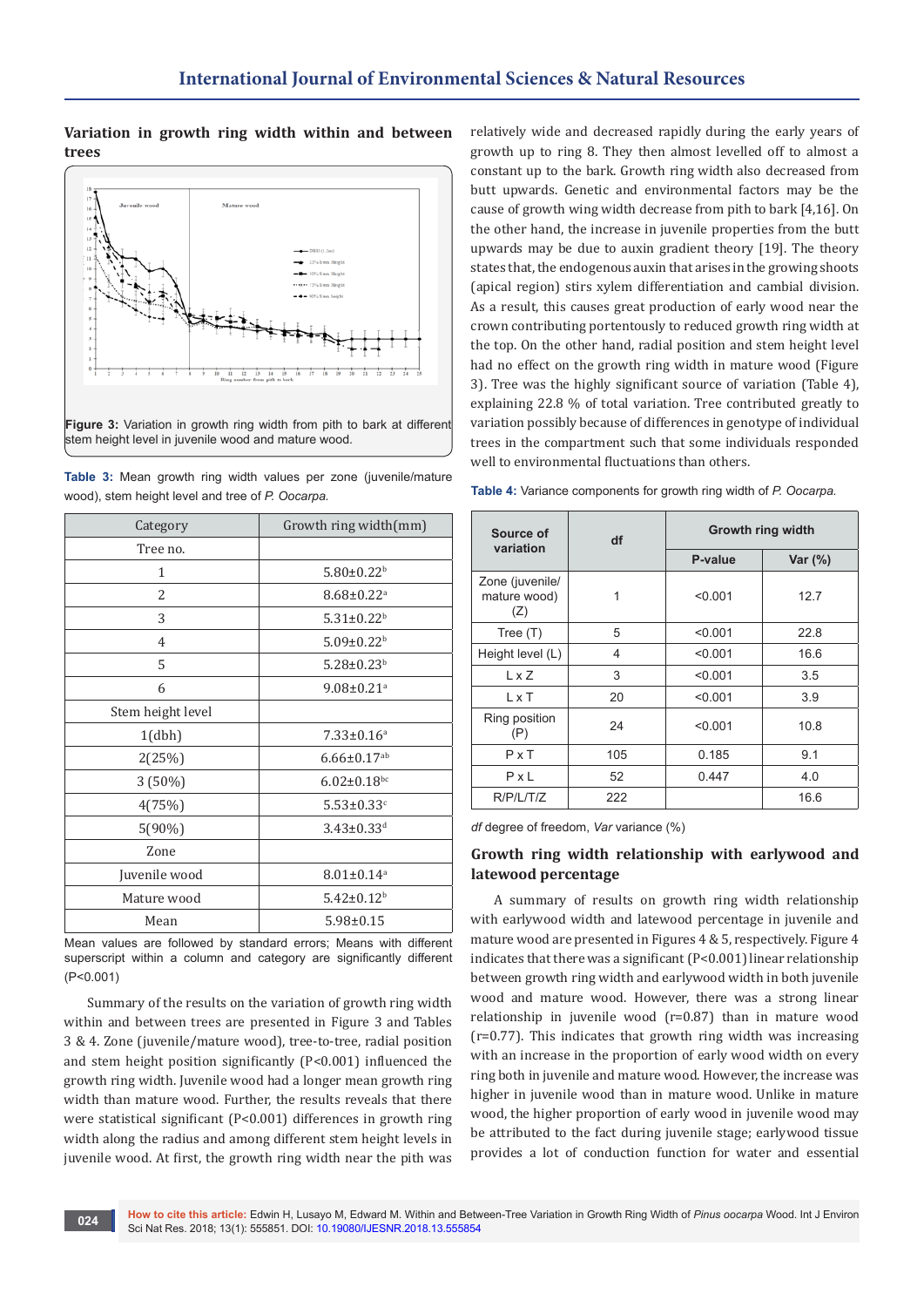### Variation in growth ring width within and between trees

Figure 3: Variation in growth ring width from pith to bark at different stem height level in juvenile wood and mature wood.

Table 3: Mean growth ring width values per zone (juvenile/mature wood), stem height level and tree of *P. Oocarpa*.

| Category | Growth ring width(mm) |
|---|---|
| Tree no. | |
| 1 | 5.80±0.22[b] |
| 2 | 8.68±0.22[a] |
| 3 | 5.31±0.22[b] |
| 4 | 5.09±0.22[b] |
| 5 | 5.28±0.23[b] |
| 6 | 9.08±0.21[a] |
| Stem height level | |
| 1(dbh) | 7.33±0.16[a] |
| 2(25%) | 6.66±0.17[ab] |
| 3 (50%) | 6.02±0.18[bc] |
| 4(75%) | 5.53±0.33[c] |
| 5(90%) | 3.43±0.33[d] |
| Zone | |
| Juvenile wood | 8.01±0.14[a] |
| Mature wood | 5.42±0.12[b] |
| Mean | 5.98±0.15 |

Mean values are followed by standard errors; Means with different superscript within a column and category are significantly different (P<0.001)

Summary of the results on the variation of growth ring width within and between trees are presented in Figure 3 and Tables 3 & 4. Zone (juvenile/mature wood), tree-to-tree, radial position and stem height position significantly (P<0.001) influenced the growth ring width. Juvenile wood had a longer mean growth ring width than mature wood. Further, the results reveals that there were statistical significant (P<0.001) differences in growth ring width along the radius and among different stem height levels in juvenile wood. At first, the growth ring width near the pith was relatively wide and decreased rapidly during the early years of growth up to ring 8. They then almost levelled off to almost a constant up to the bark. Growth ring width also decreased from butt upwards. Genetic and environmental factors may be the cause of growth wing width decrease from pith to bark [4,16]. On the other hand, the increase in juvenile properties from the butt upwards may be due to auxin gradient theory [19]. The theory states that, the endogenous auxin that arises in the growing shoots (apical region) stirs xylem differentiation and cambial division. As a result, this causes great production of early wood near the crown contributing portentously to reduced growth ring width at the top. On the other hand, radial position and stem height level had no effect on the growth ring width in mature wood (Figure 3). Tree was the highly significant source of variation (Table 4), explaining 22.8 % of total variation. Tree contributed greatly to variation possibly because of differences in genotype of individual trees in the compartment such that some individuals responded well to environmental fluctuations than others.

Table 4: Variance components for growth ring width of *P. Oocarpa*.

| Source of variation | df | Growth ring width | |
|---|---|---|---|
| | | P-value | Var (%) |
| Zone (juvenile/ mature wood) (Z) | 1 | <0.001 | 12.7 |
| Tree (T) | 5 | <0.001 | 22.8 |
| Height level (L) | 4 | <0.001 | 16.6 |
| L x Z | 3 | <0.001 | 3.5 |
| L x T | 20 | <0.001 | 3.9 |
| Ring position (P) | 24 | <0.001 | 10.8 |
| P x T | 105 | 0.185 | 9.1 |
| P x L | 52 | 0.447 | 4.0 |
| R/P/L/T/Z | 222 | | 16.6 |

*df* degree of freedom, *Var* variance (%)

### Growth ring width relationship with earlywood and latewood percentage

A summary of results on growth ring width relationship with earlywood width and latewood percentage in juvenile and mature wood are presented in Figures 4 & 5, respectively. Figure 4 indicates that there was a significant (P<0.001) linear relationship between growth ring width and earlywood width in both juvenile wood and mature wood. However, there was a strong linear relationship in juvenile wood (r=0.87) than in mature wood (r=0.77). This indicates that growth ring width was increasing with an increase in the proportion of early wood width on every ring both in juvenile and mature wood. However, the increase was higher in juvenile wood than in mature wood. Unlike in mature wood, the higher proportion of early wood in juvenile wood may be attributed to the fact during juvenile stage; earlywood tissue provides a lot of conduction function for water and essential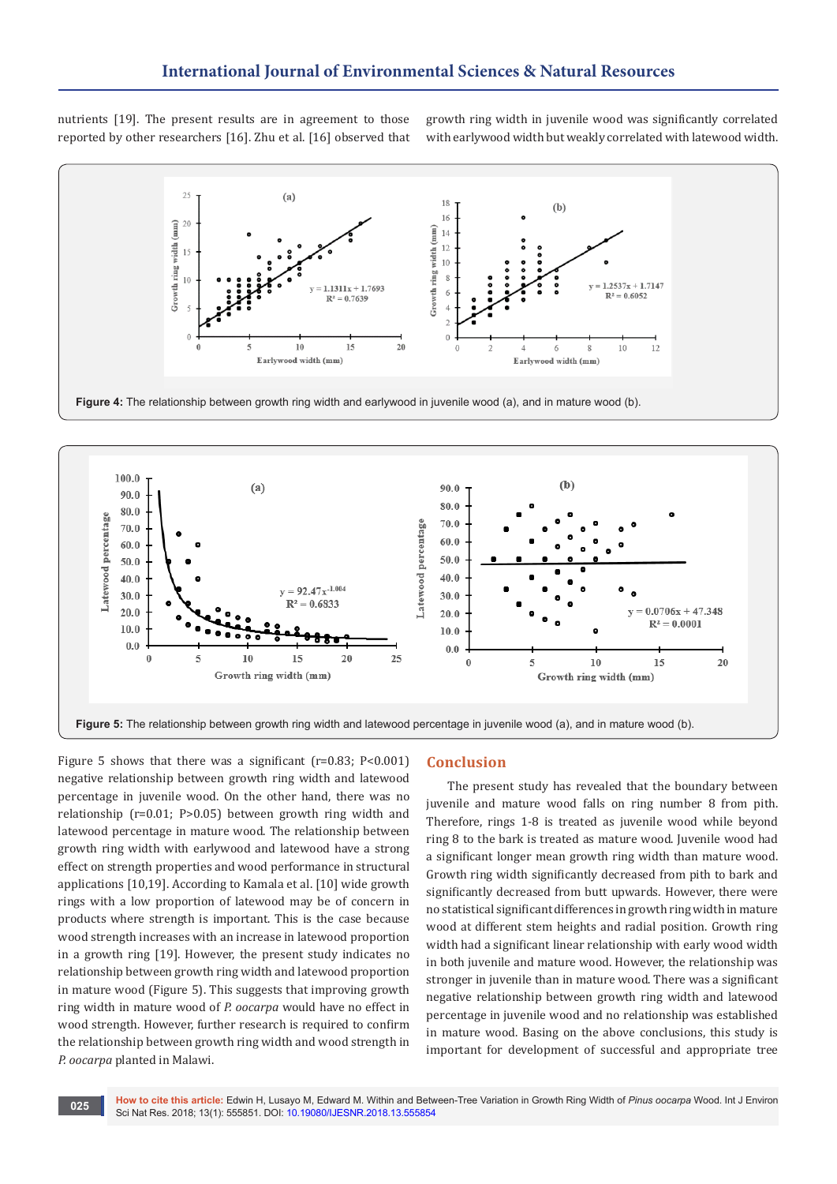nutrients [19]. The present results are in agreement to those reported by other researchers [16]. Zhu et al. [16] observed that growth ring width in juvenile wood was significantly correlated with earlywood width but weakly correlated with latewood width.

**Figure 4:** The relationship between growth ring width and earlywood in juvenile wood (a), and in mature wood (b).

**Figure 5:** The relationship between growth ring width and latewood percentage in juvenile wood (a), and in mature wood (b).

Figure 5 shows that there was a significant (r=0.83; P<0.001) negative relationship between growth ring width and latewood percentage in juvenile wood. On the other hand, there was no relationship (r=0.01; P>0.05) between growth ring width and latewood percentage in mature wood. The relationship between growth ring width with earlywood and latewood have a strong effect on strength properties and wood performance in structural applications [10,19]. According to Kamala et al. [10] wide growth rings with a low proportion of latewood may be of concern in products where strength is important. This is the case because wood strength increases with an increase in latewood proportion in a growth ring [19]. However, the present study indicates no relationship between growth ring width and latewood proportion in mature wood (Figure 5). This suggests that improving growth ring width in mature wood of *P. oocarpa* would have no effect in wood strength. However, further research is required to confirm the relationship between growth ring width and wood strength in *P. oocarpa* planted in Malawi.

## Conclusion

The present study has revealed that the boundary between juvenile and mature wood falls on ring number 8 from pith. Therefore, rings 1-8 is treated as juvenile wood while beyond ring 8 to the bark is treated as mature wood. Juvenile wood had a significant longer mean growth ring width than mature wood. Growth ring width significantly decreased from pith to bark and significantly decreased from butt upwards. However, there were no statistical significant differences in growth ring width in mature wood at different stem heights and radial position. Growth ring width had a significant linear relationship with early wood width in both juvenile and mature wood. However, the relationship was stronger in juvenile than in mature wood. There was a significant negative relationship between growth ring width and latewood percentage in juvenile wood and no relationship was established in mature wood. Basing on the above conclusions, this study is important for development of successful and appropriate tree

**How to cite this article:** Edwin H, Lusayo M, Edward M. Within and Between-Tree Variation in Growth Ring Width of *Pinus oocarpa* Wood. Int J Environ Sci Nat Res. 2018; 13(1): 555851. DOI: 10.19080/IJESNR.2018.13.555854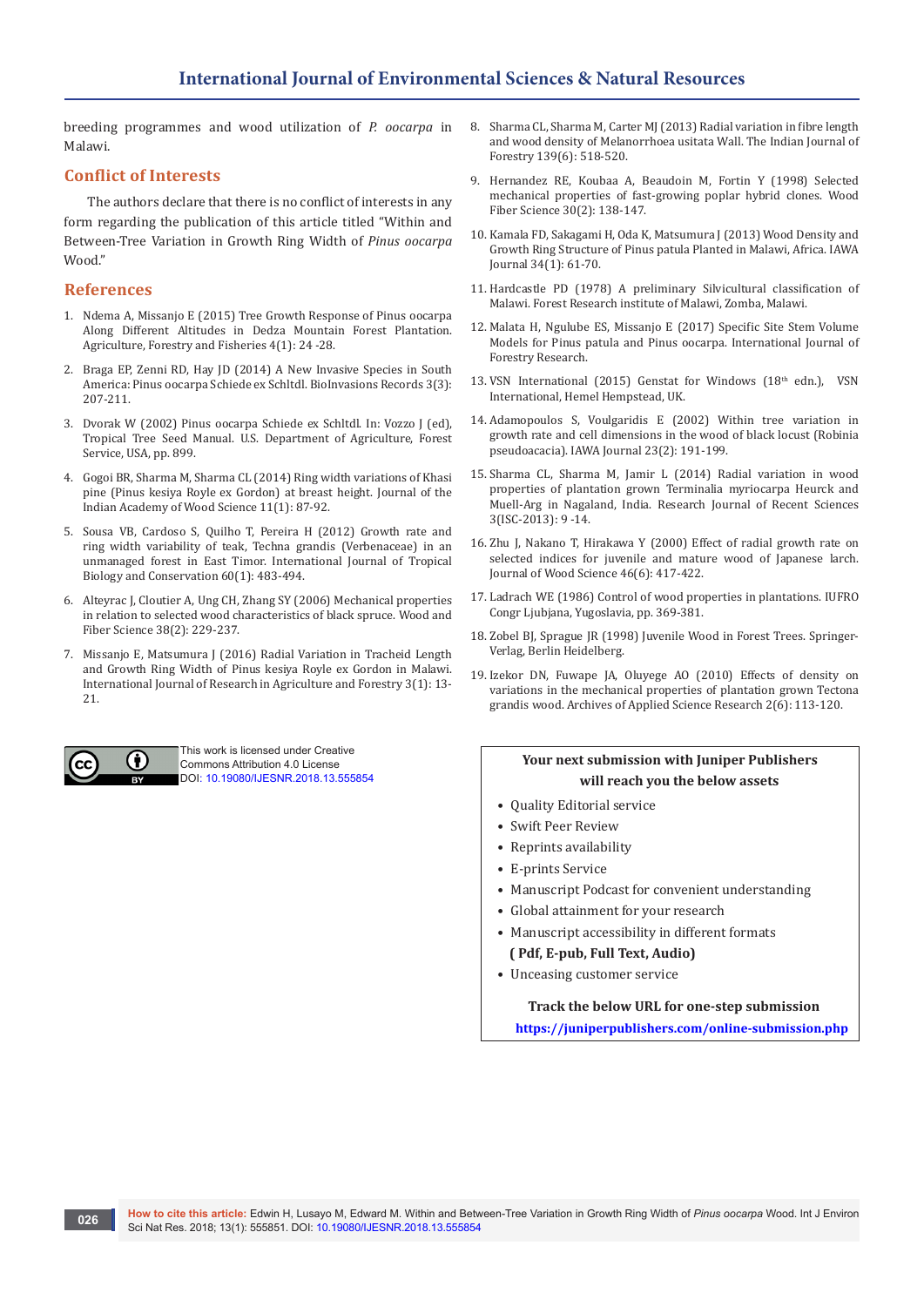breeding programmes and wood utilization of *P. oocarpa* in Malawi.

## Conflict of Interests

The authors declare that there is no conflict of interests in any form regarding the publication of this article titled "Within and Between-Tree Variation in Growth Ring Width of *Pinus oocarpa* Wood."

## References

1. Ndema A, Missanjo E (2015) Tree Growth Response of Pinus oocarpa Along Different Altitudes in Dedza Mountain Forest Plantation. Agriculture, Forestry and Fisheries 4(1): 24 -28.
2. Braga EP, Zenni RD, Hay JD (2014) A New Invasive Species in South America: Pinus oocarpa Schiede ex Schltdl. BioInvasions Records 3(3): 207-211.
3. Dvorak W (2002) Pinus oocarpa Schiede ex Schltdl. In: Vozzo J (ed), Tropical Tree Seed Manual. U.S. Department of Agriculture, Forest Service, USA, pp. 899.
4. Gogoi BR, Sharma M, Sharma CL (2014) Ring width variations of Khasi pine (Pinus kesiya Royle ex Gordon) at breast height. Journal of the Indian Academy of Wood Science 11(1): 87-92.
5. Sousa VB, Cardoso S, Quilho T, Pereira H (2012) Growth rate and ring width variability of teak, Techna grandis (Verbenaceae) in an unmanaged forest in East Timor. International Journal of Tropical Biology and Conservation 60(1): 483-494.
6. Alteyrac J, Cloutier A, Ung CH, Zhang SY (2006) Mechanical properties in relation to selected wood characteristics of black spruce. Wood and Fiber Science 38(2): 229-237.
7. Missanjo E, Matsumura J (2016) Radial Variation in Tracheid Length and Growth Ring Width of Pinus kesiya Royle ex Gordon in Malawi. International Journal of Research in Agriculture and Forestry 3(1): 13-21.
8. Sharma CL, Sharma M, Carter MJ (2013) Radial variation in fibre length and wood density of Melanorrhoea usitata Wall. The Indian Journal of Forestry 139(6): 518-520.
9. Hernandez RE, Koubaa A, Beaudoin M, Fortin Y (1998) Selected mechanical properties of fast-growing poplar hybrid clones. Wood Fiber Science 30(2): 138-147.
10. Kamala FD, Sakagami H, Oda K, Matsumura J (2013) Wood Density and Growth Ring Structure of Pinus patula Planted in Malawi, Africa. IAWA Journal 34(1): 61-70.
11. Hardcastle PD (1978) A preliminary Silvicultural classification of Malawi. Forest Research institute of Malawi, Zomba, Malawi.
12. Malata H, Ngulube ES, Missanjo E (2017) Specific Site Stem Volume Models for Pinus patula and Pinus oocarpa. International Journal of Forestry Research.
13. VSN International (2015) Genstat for Windows (18th edn.), VSN International, Hemel Hempstead, UK.
14. Adamopoulos S, Voulgaridis E (2002) Within tree variation in growth rate and cell dimensions in the wood of black locust (Robinia pseudoacacia). IAWA Journal 23(2): 191-199.
15. Sharma CL, Sharma M, Jamir L (2014) Radial variation in wood properties of plantation grown Terminalia myriocarpa Heurck and Muell-Arg in Nagaland, India. Research Journal of Recent Sciences 3(ISC-2013): 9 -14.
16. Zhu J, Nakano T, Hirakawa Y (2000) Effect of radial growth rate on selected indices for juvenile and mature wood of Japanese larch. Journal of Wood Science 46(6): 417-422.
17. Ladrach WE (1986) Control of wood properties in plantations. IUFRO Congr Ljubjana, Yugoslavia, pp. 369-381.
18. Zobel BJ, Sprague JR (1998) Juvenile Wood in Forest Trees. Springer-Verlag, Berlin Heidelberg.
19. Izekor DN, Fuwape JA, Oluyege AO (2010) Effects of density on variations in the mechanical properties of plantation grown Tectona grandis wood. Archives of Applied Science Research 2(6): 113-120.

This work is licensed under Creative Commons Attribution 4.0 License
DOI: 10.19080/IJESNR.2018.13.555854

**Your next submission with Juniper Publishers will reach you the below assets**

- Quality Editorial service
- Swift Peer Review
- Reprints availability
- E-prints Service
- Manuscript Podcast for convenient understanding
- Global attainment for your research
- Manuscript accessibility in different formats
  **( Pdf, E-pub, Full Text, Audio)**
- Unceasing customer service

**Track the below URL for one-step submission**
**https://juniperpublishers.com/online-submission.php**

**How to cite this article:** Edwin H, Lusayo M, Edward M. Within and Between-Tree Variation in Growth Ring Width of *Pinus oocarpa* Wood. Int J Environ Sci Nat Res. 2018; 13(1): 555851. DOI: 10.19080/IJESNR.2018.13.555854